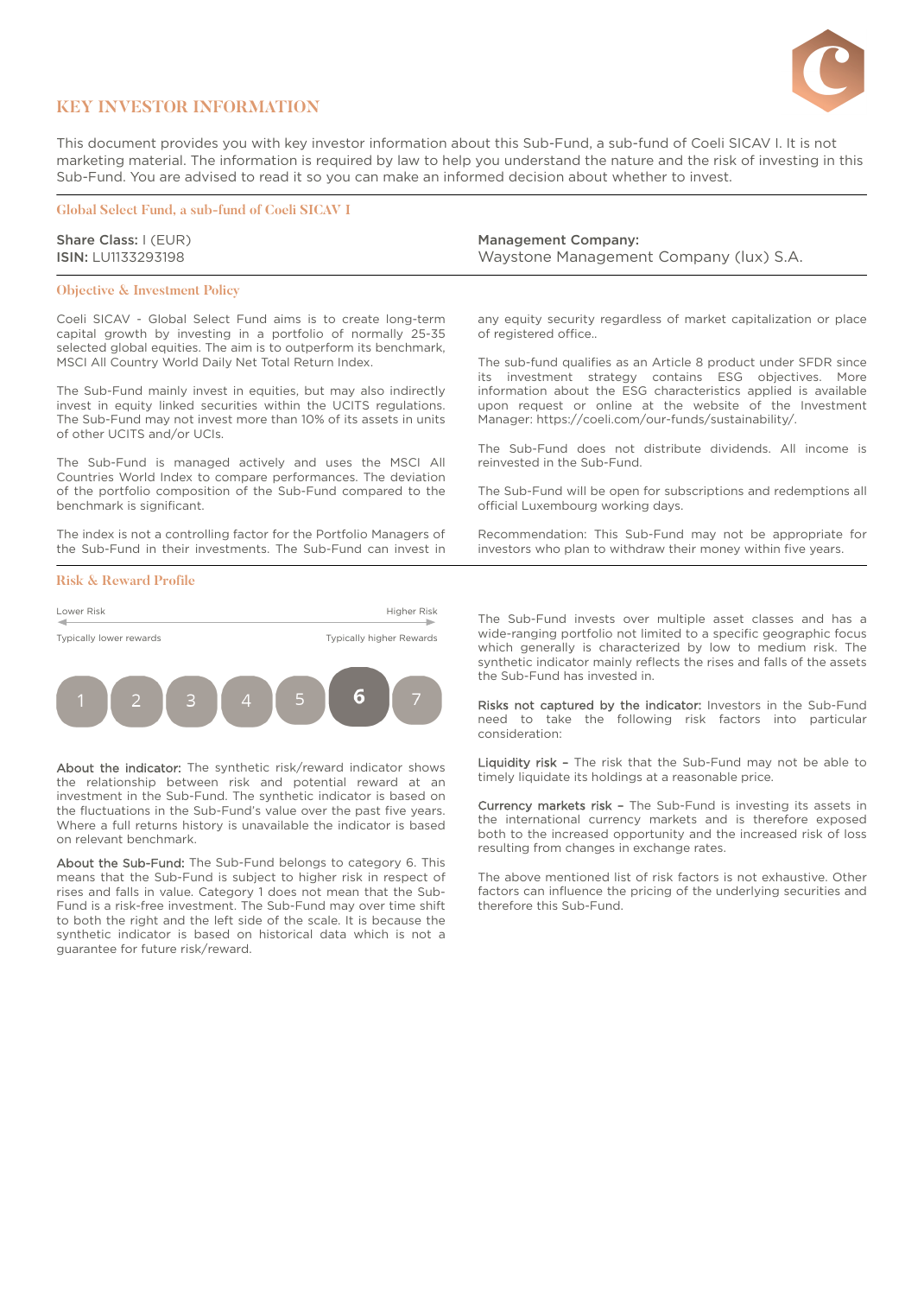# KEY INVESTOR INFORMATION

This document provides you with key investor information about this Sub-Fund, a sub-fund of Coeli SICAV I. It is not marketing material. The information is required by law to help you understand the nature and the risk of investing in this Sub-Fund. You are advised to read it so you can make an informed decision about whether to invest.

## Global Select Fund, a sub-fund of Coeli SICAV I

**Share Class:** I (EUR)
**ISIN:** LU1133293198

**Management Company:**
Waystone Management Company (lux) S.A.

## Objective & Investment Policy

Coeli SICAV - Global Select Fund aims is to create long-term capital growth by investing in a portfolio of normally 25-35 selected global equities. The aim is to outperform its benchmark, MSCI All Country World Daily Net Total Return Index.

The Sub-Fund mainly invest in equities, but may also indirectly invest in equity linked securities within the UCITS regulations. The Sub-Fund may not invest more than 10% of its assets in units of other UCITS and/or UCIs.

The Sub-Fund is managed actively and uses the MSCI All Countries World Index to compare performances. The deviation of the portfolio composition of the Sub-Fund compared to the benchmark is significant.

The index is not a controlling factor for the Portfolio Managers of the Sub-Fund in their investments. The Sub-Fund can invest in any equity security regardless of market capitalization or place of registered office..

The sub-fund qualifies as an Article 8 product under SFDR since its investment strategy contains ESG objectives. More information about the ESG characteristics applied is available upon request or online at the website of the Investment Manager: https://coeli.com/our-funds/sustainability/.

The Sub-Fund does not distribute dividends. All income is reinvested in the Sub-Fund.

The Sub-Fund will be open for subscriptions and redemptions all official Luxembourg working days.

Recommendation: This Sub-Fund may not be appropriate for investors who plan to withdraw their money within five years.

## Risk & Reward Profile

| Lower Risk | | | | | | Higher Risk |
|---|---|---|---|---|---|---|
| Typically lower rewards | | | | | | Typically higher Rewards |
| 1 | 2 | 3 | 4 | 5 | **6** | 7 |

**About the indicator:** The synthetic risk/reward indicator shows the relationship between risk and potential reward at an investment in the Sub-Fund. The synthetic indicator is based on the fluctuations in the Sub-Fund's value over the past five years. Where a full returns history is unavailable the indicator is based on relevant benchmark.

**About the Sub-Fund:** The Sub-Fund belongs to category 6. This means that the Sub-Fund is subject to higher risk in respect of rises and falls in value. Category 1 does not mean that the Sub-Fund is a risk-free investment. The Sub-Fund may over time shift to both the right and the left side of the scale. It is because the synthetic indicator is based on historical data which is not a guarantee for future risk/reward.

The Sub-Fund invests over multiple asset classes and has a wide-ranging portfolio not limited to a specific geographic focus which generally is characterized by low to medium risk. The synthetic indicator mainly reflects the rises and falls of the assets the Sub-Fund has invested in.

**Risks not captured by the indicator:** Investors in the Sub-Fund need to take the following risk factors into particular consideration:

**Liquidity risk –** The risk that the Sub-Fund may not be able to timely liquidate its holdings at a reasonable price.

**Currency markets risk –** The Sub-Fund is investing its assets in the international currency markets and is therefore exposed both to the increased opportunity and the increased risk of loss resulting from changes in exchange rates.

The above mentioned list of risk factors is not exhaustive. Other factors can influence the pricing of the underlying securities and therefore this Sub-Fund.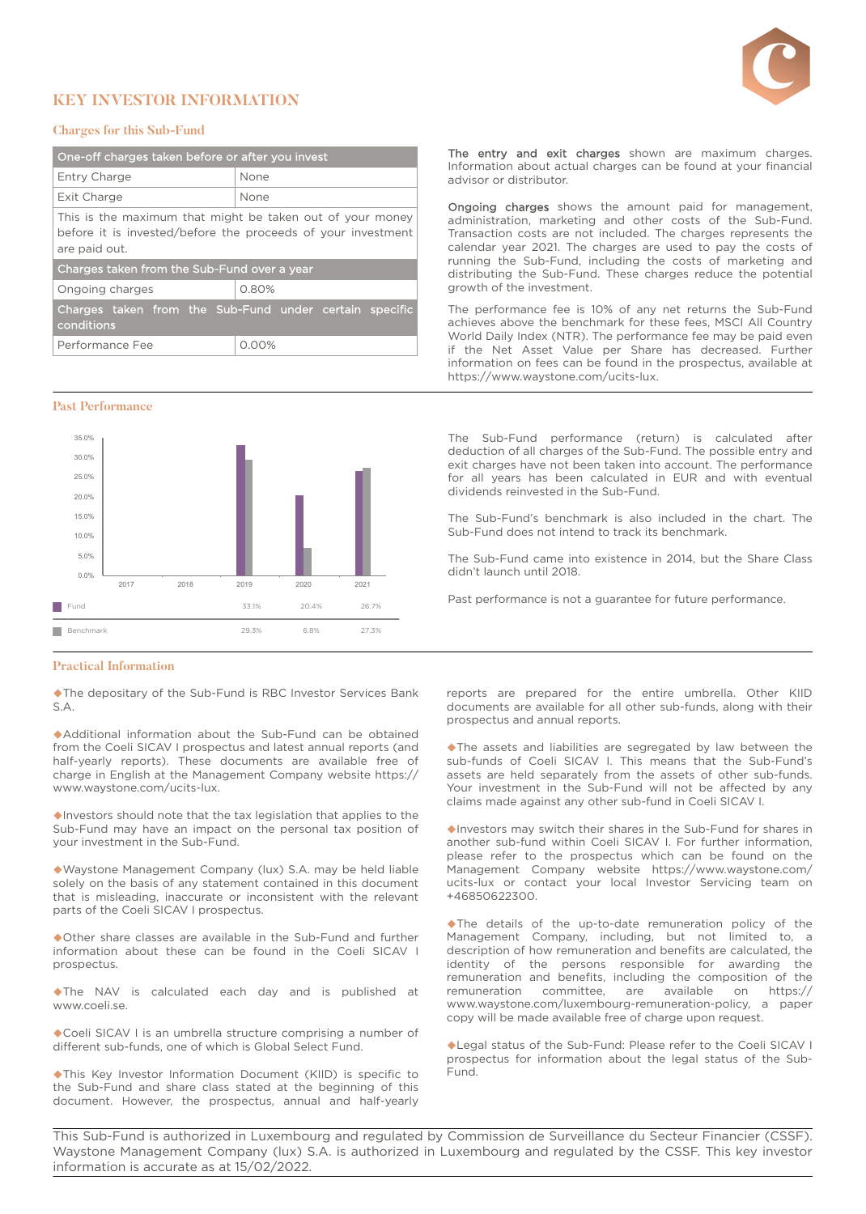# KEY INVESTOR INFORMATION

## Charges for this Sub-Fund

| One-off charges taken before or after you invest | |
|---|---|
| Entry Charge | None |
| Exit Charge | None |
| This is the maximum that might be taken out of your money before it is invested/before the proceeds of your investment are paid out. | |
| **Charges taken from the Sub-Fund over a year** | |
| Ongoing charges | 0.80% |
| **Charges taken from the Sub-Fund under certain specific conditions** | |
| Performance Fee | 0.00% |

**The entry and exit charges** shown are maximum charges. Information about actual charges can be found at your financial advisor or distributor.

**Ongoing charges** shows the amount paid for management, administration, marketing and other costs of the Sub-Fund. Transaction costs are not included. The charges represents the calendar year 2021. The charges are used to pay the costs of running the Sub-Fund, including the costs of marketing and distributing the Sub-Fund. These charges reduce the potential growth of the investment.

The performance fee is 10% of any net returns the Sub-Fund achieves above the benchmark for these fees, MSCI All Country World Daily Index (NTR). The performance fee may be paid even if the Net Asset Value per Share has decreased. Further information on fees can be found in the prospectus, available at https://www.waystone.com/ucits-lux.

## Past Performance

35.0%
30.0%
25.0%
20.0%
15.0%
10.0%
5.0%
0.0%

2017 2018 2019 2020 2021

Fund 33.1% 20.4% 26.7%

Benchmark 29.3% 6.8% 27.3%

The Sub-Fund performance (return) is calculated after deduction of all charges of the Sub-Fund. The possible entry and exit charges have not been taken into account. The performance for all years has been calculated in EUR and with eventual dividends reinvested in the Sub-Fund.

The Sub-Fund's benchmark is also included in the chart. The Sub-Fund does not intend to track its benchmark.

The Sub-Fund came into existence in 2014, but the Share Class didn't launch until 2018.

Past performance is not a guarantee for future performance.

## Practical Information

- The depositary of the Sub-Fund is RBC Investor Services Bank S.A.

- Additional information about the Sub-Fund can be obtained from the Coeli SICAV I prospectus and latest annual reports (and half-yearly reports). These documents are available free of charge in English at the Management Company website https://www.waystone.com/ucits-lux.

- Investors should note that the tax legislation that applies to the Sub-Fund may have an impact on the personal tax position of your investment in the Sub-Fund.

- Waystone Management Company (lux) S.A. may be held liable solely on the basis of any statement contained in this document that is misleading, inaccurate or inconsistent with the relevant parts of the Coeli SICAV I prospectus.

- Other share classes are available in the Sub-Fund and further information about these can be found in the Coeli SICAV I prospectus.

- The NAV is calculated each day and is published at www.coeli.se.

- Coeli SICAV I is an umbrella structure comprising a number of different sub-funds, one of which is Global Select Fund.

- This Key Investor Information Document (KIID) is specific to the Sub-Fund and share class stated at the beginning of this document. However, the prospectus, annual and half-yearly reports are prepared for the entire umbrella. Other KIID documents are available for all other sub-funds, along with their prospectus and annual reports.

- The assets and liabilities are segregated by law between the sub-funds of Coeli SICAV I. This means that the Sub-Fund's assets are held separately from the assets of other sub-funds. Your investment in the Sub-Fund will not be affected by any claims made against any other sub-fund in Coeli SICAV I.

- Investors may switch their shares in the Sub-Fund for shares in another sub-fund within Coeli SICAV I. For further information, please refer to the prospectus which can be found on the Management Company website https://www.waystone.com/ucits-lux or contact your local Investor Servicing team on +46850622300.

- The details of the up-to-date remuneration policy of the Management Company, including, but not limited to, a description of how remuneration and benefits are calculated, the identity of the persons responsible for awarding the remuneration and benefits, including the composition of the remuneration committee, are available on https://www.waystone.com/luxembourg-remuneration-policy, a paper copy will be made available free of charge upon request.

- Legal status of the Sub-Fund: Please refer to the Coeli SICAV I prospectus for information about the legal status of the Sub-Fund.

This Sub-Fund is authorized in Luxembourg and regulated by Commission de Surveillance du Secteur Financier (CSSF). Waystone Management Company (lux) S.A. is authorized in Luxembourg and regulated by the CSSF. This key investor information is accurate as at 15/02/2022.